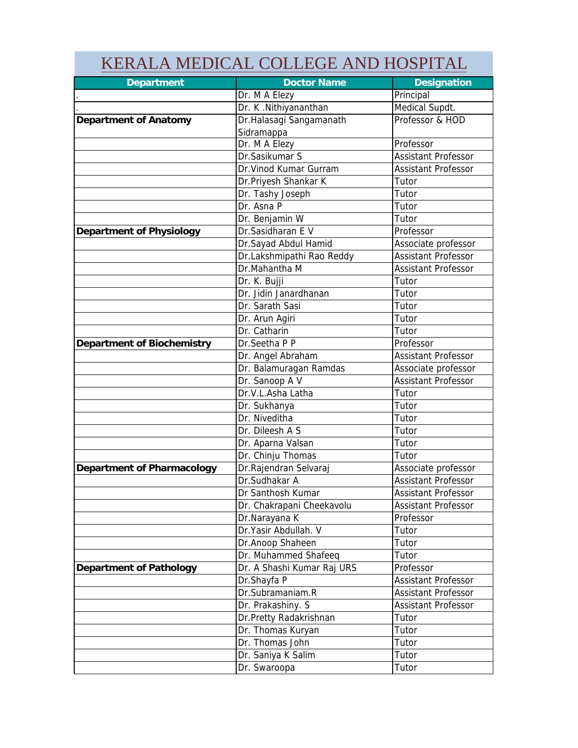# KERALA MEDICAL COLLEGE AND HOSPITAL

| Department | Doctor Name | Designation |
|---|---|---|
| . | Dr. M A Elezy | Principal |
| . | Dr. K .Nithiyananthan | Medical Supdt. |
| **Department of Anatomy** | Dr.Halasagi Sangamanath Sidramappa | Professor & HOD |
| | Dr. M A Elezy | Professor |
| | Dr.Sasikumar S | Assistant Professor |
| | Dr.Vinod Kumar Gurram | Assistant Professor |
| | Dr.Priyesh Shankar K | Tutor |
| | Dr. Tashy Joseph | Tutor |
| | Dr. Asna P | Tutor |
| | Dr. Benjamin W | Tutor |
| **Department of Physiology** | Dr.Sasidharan E V | Professor |
| | Dr.Sayad Abdul Hamid | Associate professor |
| | Dr.Lakshmipathi Rao Reddy | Assistant Professor |
| | Dr.Mahantha M | Assistant Professor |
| | Dr. K. Bujji | Tutor |
| | Dr. Jidin Janardhanan | Tutor |
| | Dr. Sarath Sasi | Tutor |
| | Dr. Arun Agiri | Tutor |
| | Dr. Catharin | Tutor |
| **Department of Biochemistry** | Dr.Seetha P P | Professor |
| | Dr. Angel Abraham | Assistant Professor |
| | Dr. Balamuragan Ramdas | Associate professor |
| | Dr. Sanoop A V | Assistant Professor |
| | Dr.V.L.Asha Latha | Tutor |
| | Dr. Sukhanya | Tutor |
| | Dr. Niveditha | Tutor |
| | Dr. Dileesh A S | Tutor |
| | Dr. Aparna Valsan | Tutor |
| | Dr. Chinju Thomas | Tutor |
| **Department of Pharmacology** | Dr.Rajendran Selvaraj | Associate professor |
| | Dr.Sudhakar A | Assistant Professor |
| | Dr Santhosh Kumar | Assistant Professor |
| | Dr. Chakrapani Cheekavolu | Assistant Professor |
| | Dr.Narayana K | Professor |
| | Dr.Yasir Abdullah. V | Tutor |
| | Dr.Anoop Shaheen | Tutor |
| | Dr. Muhammed Shafeeq | Tutor |
| **Department of Pathology** | Dr. A Shashi Kumar Raj URS | Professor |
| | Dr.Shayfa P | Assistant Professor |
| | Dr.Subramaniam.R | Assistant Professor |
| | Dr. Prakashiny. S | Assistant Professor |
| | Dr.Pretty Radakrishnan | Tutor |
| | Dr. Thomas Kuryan | Tutor |
| | Dr. Thomas John | Tutor |
| | Dr. Saniya K Salim | Tutor |
| | Dr. Swaroopa | Tutor |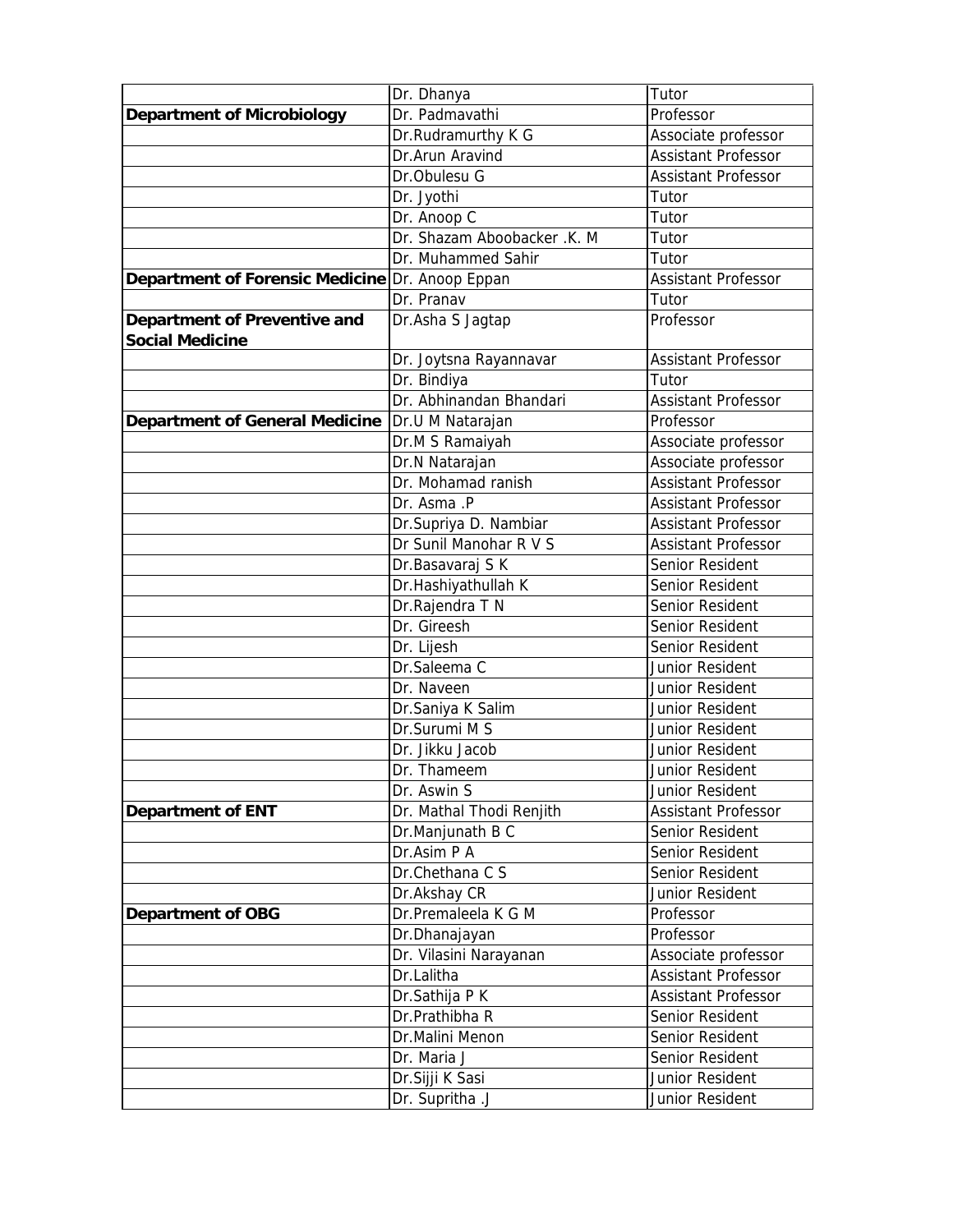| | | |
|---|---|---|
| | Dr. Dhanya | Tutor |
| **Department of Microbiology** | Dr. Padmavathi | Professor |
| | Dr.Rudramurthy K G | Associate professor |
| | Dr.Arun Aravind | Assistant Professor |
| | Dr.Obulesu G | Assistant Professor |
| | Dr. Jyothi | Tutor |
| | Dr. Anoop C | Tutor |
| | Dr. Shazam Aboobacker .K. M | Tutor |
| | Dr. Muhammed Sahir | Tutor |
| **Department of Forensic Medicine** | Dr. Anoop Eppan | Assistant Professor |
| | Dr. Pranav | Tutor |
| **Department of Preventive and Social Medicine** | Dr.Asha S Jagtap | Professor |
| | Dr. Joytsna Rayannavar | Assistant Professor |
| | Dr. Bindiya | Tutor |
| | Dr. Abhinandan Bhandari | Assistant Professor |
| **Department of General Medicine** | Dr.U M Natarajan | Professor |
| | Dr.M S Ramaiyah | Associate professor |
| | Dr.N Natarajan | Associate professor |
| | Dr. Mohamad ranish | Assistant Professor |
| | Dr. Asma .P | Assistant Professor |
| | Dr.Supriya D. Nambiar | Assistant Professor |
| | Dr Sunil Manohar R V S | Assistant Professor |
| | Dr.Basavaraj S K | Senior Resident |
| | Dr.Hashiyathullah K | Senior Resident |
| | Dr.Rajendra T N | Senior Resident |
| | Dr. Gireesh | Senior Resident |
| | Dr. Lijesh | Senior Resident |
| | Dr.Saleema C | Junior Resident |
| | Dr. Naveen | Junior Resident |
| | Dr.Saniya K Salim | Junior Resident |
| | Dr.Surumi M S | Junior Resident |
| | Dr. Jikku Jacob | Junior Resident |
| | Dr. Thameem | Junior Resident |
| | Dr. Aswin S | Junior Resident |
| **Department of ENT** | Dr. Mathal Thodi Renjith | Assistant Professor |
| | Dr.Manjunath B C | Senior Resident |
| | Dr.Asim P A | Senior Resident |
| | Dr.Chethana C S | Senior Resident |
| | Dr.Akshay CR | Junior Resident |
| **Department of OBG** | Dr.Premaleela K G M | Professor |
| | Dr.Dhanajayan | Professor |
| | Dr. Vilasini Narayanan | Associate professor |
| | Dr.Lalitha | Assistant Professor |
| | Dr.Sathija P K | Assistant Professor |
| | Dr.Prathibha R | Senior Resident |
| | Dr.Malini Menon | Senior Resident |
| | Dr. Maria J | Senior Resident |
| | Dr.Sijji K Sasi | Junior Resident |
| | Dr. Supritha .J | Junior Resident |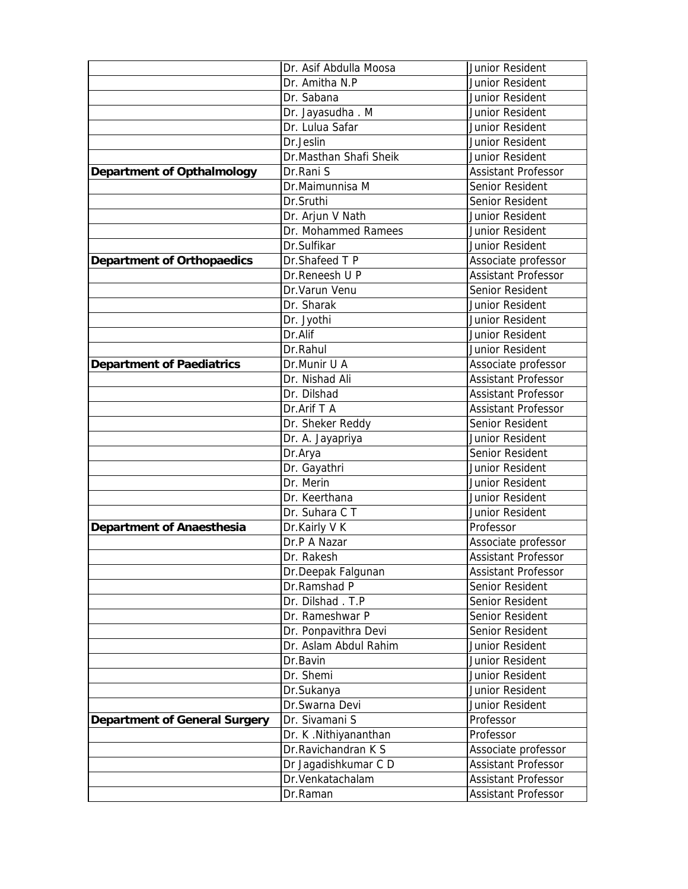|  |  |  |
|---|---|---|
|  | Dr. Asif Abdulla Moosa | Junior Resident |
|  | Dr. Amitha N.P | Junior Resident |
|  | Dr. Sabana | Junior Resident |
|  | Dr. Jayasudha . M | Junior Resident |
|  | Dr. Lulua Safar | Junior Resident |
|  | Dr.Jeslin | Junior Resident |
|  | Dr.Masthan Shafi Sheik | Junior Resident |
| **Department of Opthalmology** | Dr.Rani S | Assistant Professor |
|  | Dr.Maimunnisa M | Senior Resident |
|  | Dr.Sruthi | Senior Resident |
|  | Dr. Arjun V Nath | Junior Resident |
|  | Dr. Mohammed Ramees | Junior Resident |
|  | Dr.Sulfikar | Junior Resident |
| **Department of Orthopaedics** | Dr.Shafeed T P | Associate professor |
|  | Dr.Reneesh U P | Assistant Professor |
|  | Dr.Varun Venu | Senior Resident |
|  | Dr. Sharak | Junior Resident |
|  | Dr. Jyothi | Junior Resident |
|  | Dr.Alif | Junior Resident |
|  | Dr.Rahul | Junior Resident |
| **Department of Paediatrics** | Dr.Munir U A | Associate professor |
|  | Dr. Nishad Ali | Assistant Professor |
|  | Dr. Dilshad | Assistant Professor |
|  | Dr.Arif T A | Assistant Professor |
|  | Dr. Sheker Reddy | Senior Resident |
|  | Dr. A. Jayapriya | Junior Resident |
|  | Dr.Arya | Senior Resident |
|  | Dr. Gayathri | Junior Resident |
|  | Dr. Merin | Junior Resident |
|  | Dr. Keerthana | Junior Resident |
|  | Dr. Suhara C T | Junior Resident |
| **Department of Anaesthesia** | Dr.Kairly V K | Professor |
|  | Dr.P A Nazar | Associate professor |
|  | Dr. Rakesh | Assistant Professor |
|  | Dr.Deepak Falgunan | Assistant Professor |
|  | Dr.Ramshad P | Senior Resident |
|  | Dr. Dilshad . T.P | Senior Resident |
|  | Dr. Rameshwar P | Senior Resident |
|  | Dr. Ponpavithra Devi | Senior Resident |
|  | Dr. Aslam Abdul Rahim | Junior Resident |
|  | Dr.Bavin | Junior Resident |
|  | Dr. Shemi | Junior Resident |
|  | Dr.Sukanya | Junior Resident |
|  | Dr.Swarna Devi | Junior Resident |
| **Department of General Surgery** | Dr. Sivamani S | Professor |
|  | Dr. K .Nithiyananthan | Professor |
|  | Dr.Ravichandran K S | Associate professor |
|  | Dr Jagadishkumar C D | Assistant Professor |
|  | Dr.Venkatachalam | Assistant Professor |
|  | Dr.Raman | Assistant Professor |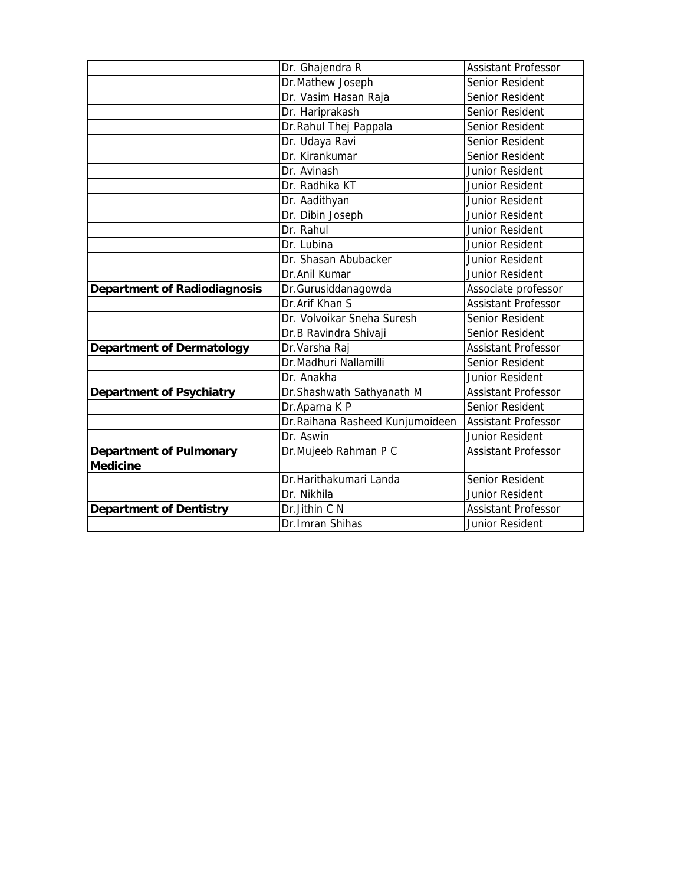| | | |
|---|---|---|
| | Dr. Ghajendra R | Assistant Professor |
| | Dr.Mathew Joseph | Senior Resident |
| | Dr. Vasim Hasan Raja | Senior Resident |
| | Dr. Hariprakash | Senior Resident |
| | Dr.Rahul Thej Pappala | Senior Resident |
| | Dr. Udaya Ravi | Senior Resident |
| | Dr. Kirankumar | Senior Resident |
| | Dr. Avinash | Junior Resident |
| | Dr. Radhika KT | Junior Resident |
| | Dr. Aadithyan | Junior Resident |
| | Dr. Dibin Joseph | Junior Resident |
| | Dr. Rahul | Junior Resident |
| | Dr. Lubina | Junior Resident |
| | Dr. Shasan Abubacker | Junior Resident |
| | Dr.Anil Kumar | Junior Resident |
| **Department of Radiodiagnosis** | Dr.Gurusiddanagowda | Associate professor |
| | Dr.Arif Khan S | Assistant Professor |
| | Dr. Volvoikar Sneha Suresh | Senior Resident |
| | Dr.B Ravindra Shivaji | Senior Resident |
| **Department of Dermatology** | Dr.Varsha Raj | Assistant Professor |
| | Dr.Madhuri Nallamilli | Senior Resident |
| | Dr. Anakha | Junior Resident |
| **Department of Psychiatry** | Dr.Shashwath Sathyanath M | Assistant Professor |
| | Dr.Aparna K P | Senior Resident |
| | Dr.Raihana Rasheed Kunjumoideen | Assistant Professor |
| | Dr. Aswin | Junior Resident |
| **Department of Pulmonary Medicine** | Dr.Mujeeb Rahman P C | Assistant Professor |
| | Dr.Harithakumari Landa | Senior Resident |
| | Dr. Nikhila | Junior Resident |
| **Department of Dentistry** | Dr.Jithin C N | Assistant Professor |
| | Dr.Imran Shihas | Junior Resident |